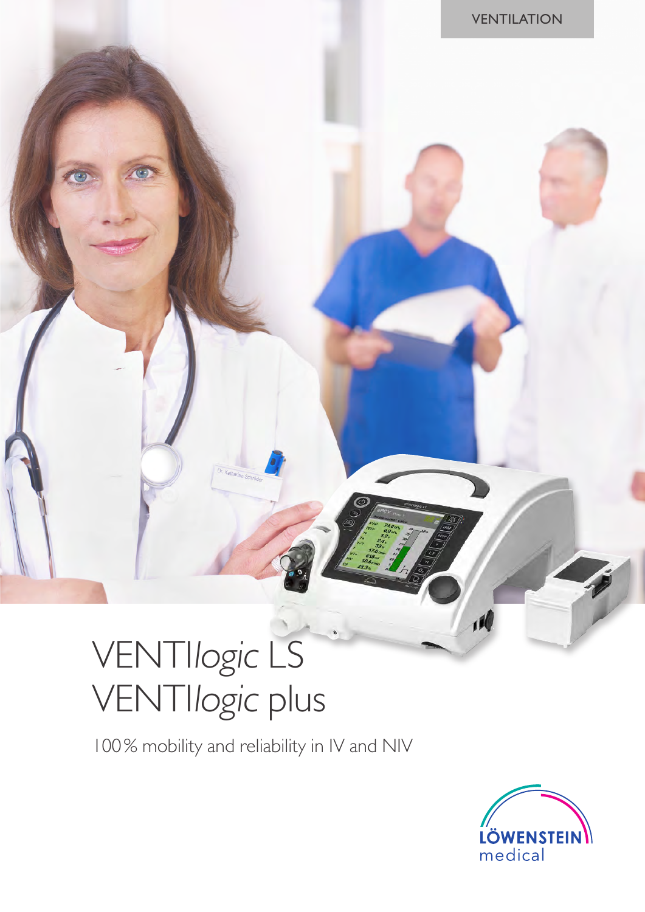VENTILATION

# VENTI*logic* LS
# VENTI*logic* plus

100% mobility and reliability in IV and NIV

LÖWENSTEIN medical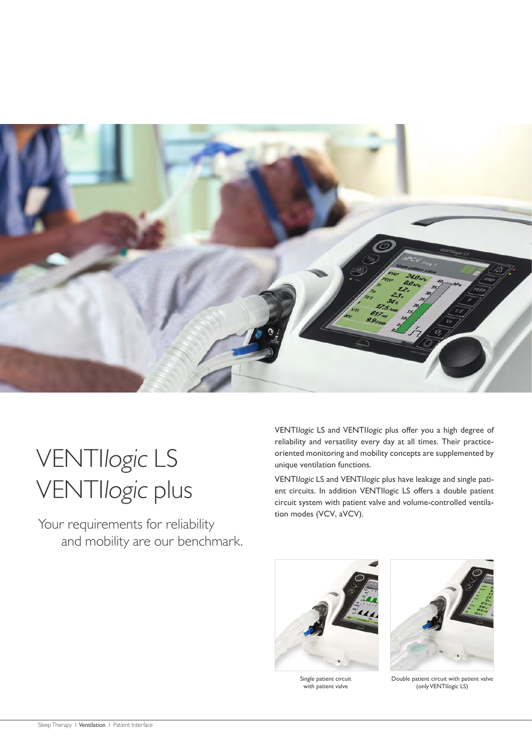# VENTI*logic* LS
# VENTI*logic* plus

Your requirements for reliability and mobility are our benchmark.

VENTI*logic* LS and VENTI*logic* plus offer you a high degree of reliability and versatility every day at all times. Their practice-oriented monitoring and mobility concepts are supplemented by unique ventilation functions.

VENTI*logic* LS and VENTI*logic* plus have leakage and single patient circuits. In addition VENTIlogic LS offers a double patient circuit system with patient valve and volume-controlled ventilation modes (VCV, aVCV).

Single patient circuit with patient valve

Double patient circuit with patient valve (only VENTI*logic* LS)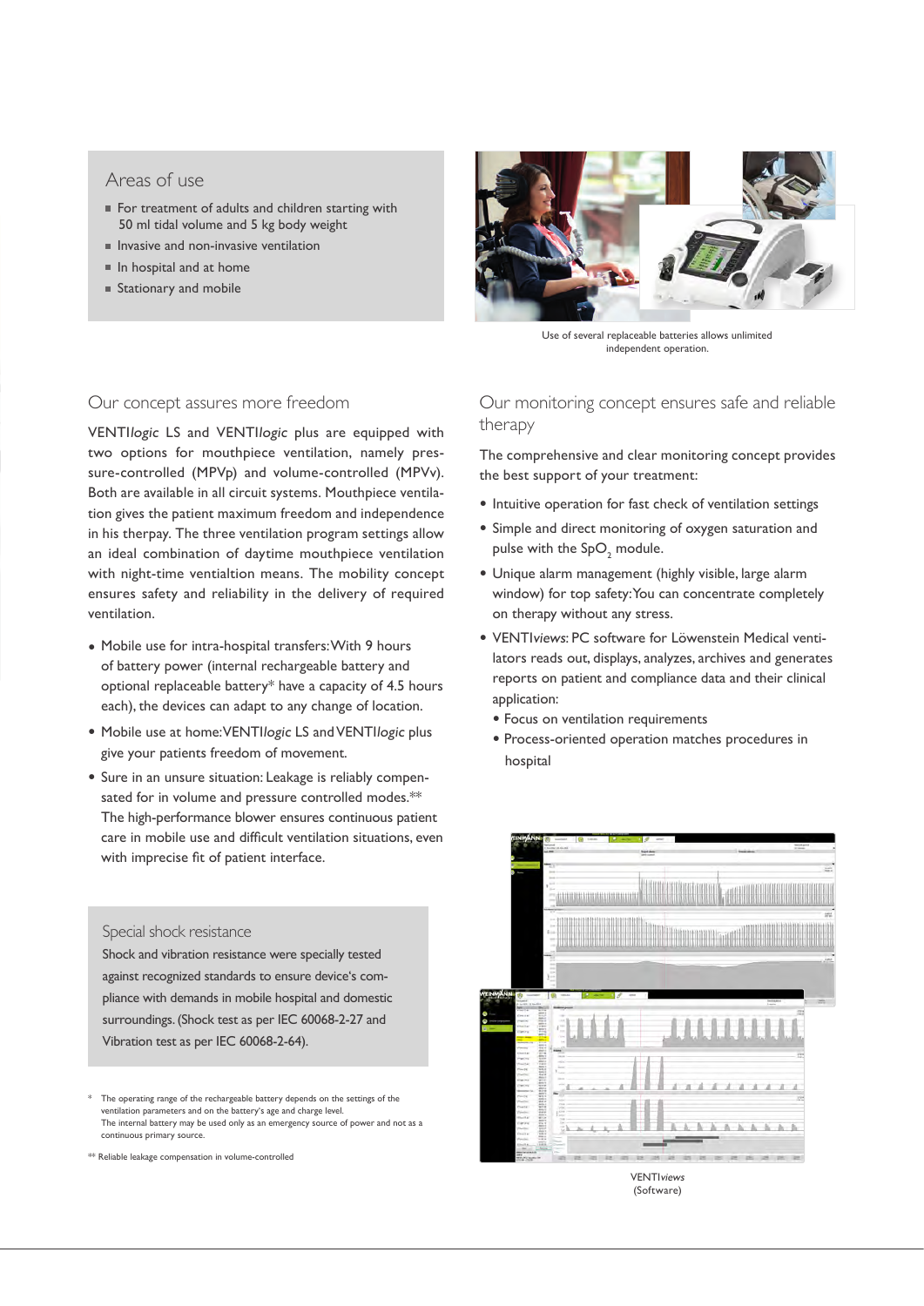## Areas of use

- For treatment of adults and children starting with 50 ml tidal volume and 5 kg body weight
- Invasive and non-invasive ventilation
- In hospital and at home
- Stationary and mobile

Use of several replaceable batteries allows unlimited independent operation.

## Our concept assures more freedom

VENTI*logic* LS and VENTI*logic* plus are equipped with two options for mouthpiece ventilation, namely pressure-controlled (MPVp) and volume-controlled (MPVv). Both are available in all circuit systems. Mouthpiece ventilation gives the patient maximum freedom and independence in his therpay. The three ventilation program settings allow an ideal combination of daytime mouthpiece ventilation with night-time ventialtion means. The mobility concept ensures safety and reliability in the delivery of required ventilation.

- Mobile use for intra-hospital transfers: With 9 hours of battery power (internal rechargeable battery and optional replaceable battery* have a capacity of 4.5 hours each), the devices can adapt to any change of location.
- Mobile use at home: VENTI*logic* LS and VENTI*logic* plus give your patients freedom of movement.
- Sure in an unsure situation: Leakage is reliably compensated for in volume and pressure controlled modes.** The high-performance blower ensures continuous patient care in mobile use and difficult ventilation situations, even with imprecise fit of patient interface.

### Special shock resistance

Shock and vibration resistance were specially tested against recognized standards to ensure device's compliance with demands in mobile hospital and domestic surroundings. (Shock test as per IEC 60068-2-27 and Vibration test as per IEC 60068-2-64).

\* The operating range of the rechargeable battery depends on the settings of the ventilation parameters and on the battery's age and charge level. The internal battery may be used only as an emergency source of power and not as a continuous primary source.

** Reliable leakage compensation in volume-controlled

## Our monitoring concept ensures safe and reliable therapy

The comprehensive and clear monitoring concept provides the best support of your treatment:

- Intuitive operation for fast check of ventilation settings
- Simple and direct monitoring of oxygen saturation and pulse with the $SpO_2$ module.
- Unique alarm management (highly visible, large alarm window) for top safety: You can concentrate completely on therapy without any stress.
- VENTI*views*: PC software for Löwenstein Medical ventilators reads out, displays, analyzes, archives and generates reports on patient and compliance data and their clinical application:
  - Focus on ventilation requirements
  - Process-oriented operation matches procedures in hospital

VENTI*views* (Software)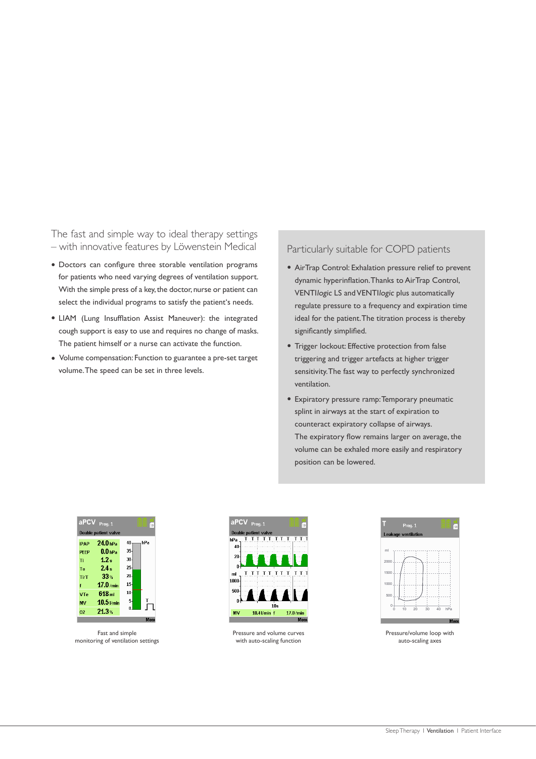## The fast and simple way to ideal therapy settings – with innovative features by Löwenstein Medical

- Doctors can configure three storable ventilation programs for patients who need varying degrees of ventilation support. With the simple press of a key, the doctor, nurse or patient can select the individual programs to satisfy the patient's needs.
- LIAM (Lung Insufflation Assist Maneuver): the integrated cough support is easy to use and requires no change of masks. The patient himself or a nurse can activate the function.
- Volume compensation: Function to guarantee a pre-set target volume. The speed can be set in three levels.

## Particularly suitable for COPD patients

- AirTrap Control: Exhalation pressure relief to prevent dynamic hyperinflation. Thanks to AirTrap Control, VENTI*logic* LS and VENTI*logic* plus automatically regulate pressure to a frequency and expiration time ideal for the patient. The titration process is thereby significantly simplified.
- Trigger lockout: Effective protection from false triggering and trigger artefacts at higher trigger sensitivity. The fast way to perfectly synchronized ventilation.
- Expiratory pressure ramp: Temporary pneumatic splint in airways at the start of expiration to counteract expiratory collapse of airways. The expiratory flow remains larger on average, the volume can be exhaled more easily and respiratory position can be lowered.

Fast and simple monitoring of ventilation settings

Pressure and volume curves with auto-scaling function

Pressure/volume loop with auto-scaling axes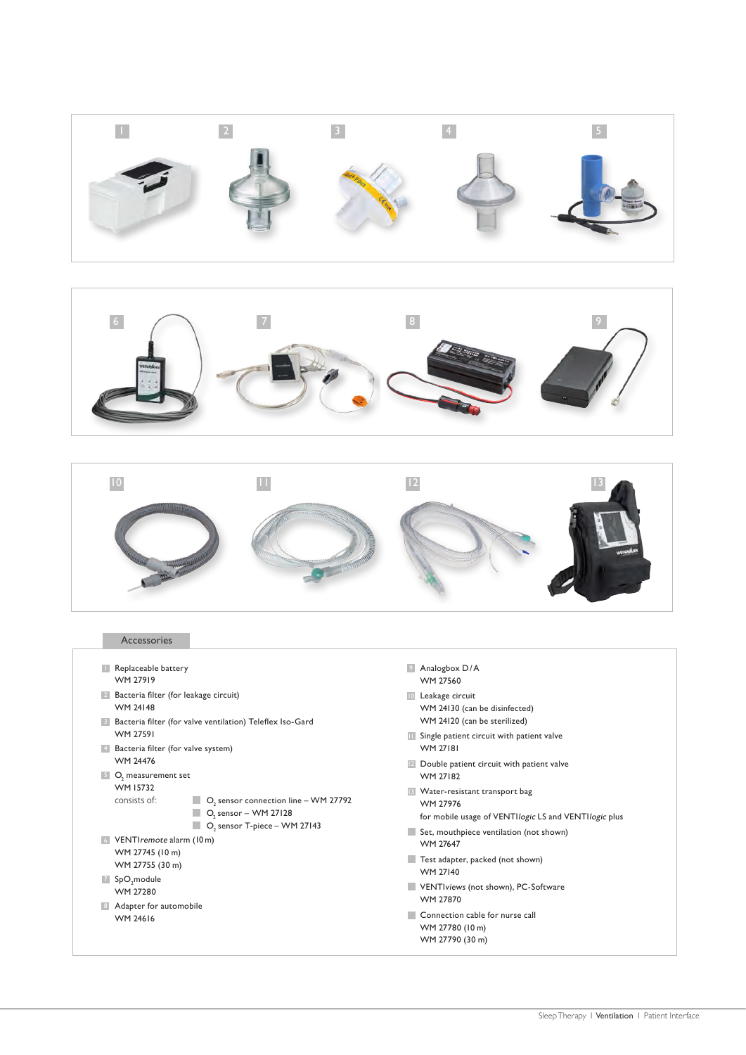## Accessories

1. Replaceable battery
   WM 27919
2. Bacteria filter (for leakage circuit)
   WM 24148
3. Bacteria filter (for valve ventilation) Teleflex Iso-Gard
   WM 27591
4. Bacteria filter (for valve system)
   WM 24476
5. $O_2$ measurement set
   WM 15732
   consists of:
   - $O_2$ sensor connection line – WM 27792
   - $O_2$ sensor – WM 27128
   - $O_2$ sensor T-piece – WM 27143
6. VENTI*remote* alarm (10 m)
   WM 27745 (10 m)
   WM 27755 (30 m)
7. $SpO_2$ module
   WM 27280
8. Adapter for automobile
   WM 24616
9. Analogbox D/A
   WM 27560
10. Leakage circuit
    WM 24130 (can be disinfected)
    WM 24120 (can be sterilized)
11. Single patient circuit with patient valve
    WM 27181
12. Double patient circuit with patient valve
    WM 27182
13. Water-resistant transport bag
    WM 27976
    for mobile usage of VENTI*logic* LS and VENTI*logic* plus

- Set, mouthpiece ventilation (not shown)
  WM 27647
- Test adapter, packed (not shown)
  WM 27140
- VENTI*views* (not shown), PC-Software
  WM 27870
- Connection cable for nurse call
  WM 27780 (10 m)
  WM 27790 (30 m)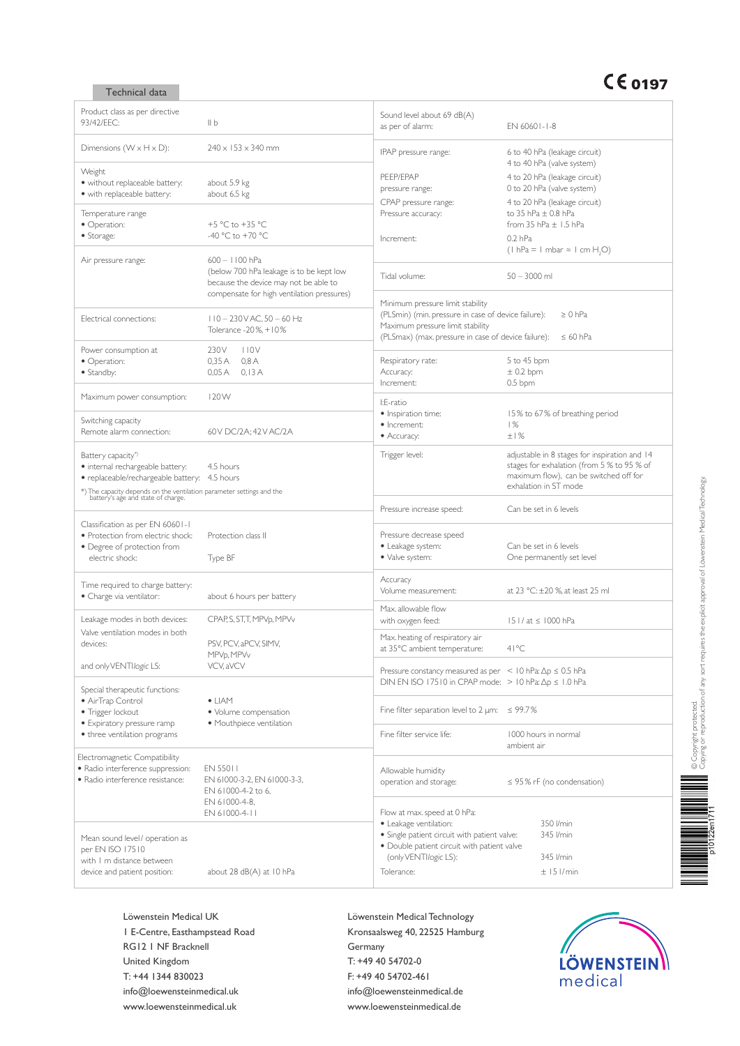CE 0197

## Technical data

| | |
|---|---|
| Product class as per directive 93/42/EEC: | II b |
| Dimensions (W x H x D): | 240 x 153 x 340 mm |
| Weight<br>• without replaceable battery:<br>• with replaceable battery: | <br>about 5.9 kg<br>about 6.5 kg |
| Temperature range<br>• Operation:<br>• Storage: | <br>+5 °C to +35 °C<br>-40 °C to +70 °C |
| Air pressure range: | 600 – 1100 hPa<br>(below 700 hPa leakage is to be kept low because the device may not be able to compensate for high ventilation pressures) |
| Electrical connections: | 110 – 230 V AC, 50 – 60 Hz<br>Tolerance -20%, +10% |
| Power consumption at<br>• Operation:<br>• Standby: | 230 V 110 V<br>0,35 A 0,8 A<br>0,05 A 0,13 A |
| Maximum power consumption: | 120 W |
| Switching capacity<br>Remote alarm connection: | <br>60 V DC/2A; 42 V AC/2A |
| Battery capacity*)<br>• internal rechargeable battery:<br>• replaceable/rechargeable battery:<br>*) The capacity depends on the ventilation parameter settings and the battery's age and state of charge. | <br>4.5 hours<br>4.5 hours |
| Classification as per EN 60601-1<br>• Protection from electric shock:<br>• Degree of protection from electric shock: | <br>Protection class II<br>Type BF |
| Time required to charge battery:<br>• Charge via ventilator: | <br>about 6 hours per battery |
| Leakage modes in both devices:<br>Valve ventilation modes in both devices:<br>and only VENTI*logic* LS: | CPAP, S, ST, T, MPVp, MPVv<br>PSV, PCV, aPCV, SIMV, MPVp, MPVv<br>VCV, aVCV |
| Special therapeutic functions:<br>• AirTrap Control<br>• Trigger lockout<br>• Expiratory pressure ramp<br>• three ventilation programs | <br>• LIAM<br>• Volume compensation<br>• Mouthpiece ventilation |
| Electromagnetic Compatibility<br>• Radio interference suppression:<br>• Radio interference resistance: | <br>EN 55011<br>EN 61000-3-2, EN 61000-3-3, EN 61000-4-2 to 6, EN 61000-4-8, EN 61000-4-11 |
| Mean sound level/ operation as per EN ISO 17510 with 1 m distance between device and patient position: | about 28 dB(A) at 10 hPa |

| | |
|---|---|
| Sound level about 69 dB(A) as per of alarm: | EN 60601-1-8 |
| IPAP pressure range: | 6 to 40 hPa (leakage circuit)<br>4 to 40 hPa (valve system) |
| PEEP/EPAP pressure range: | 4 to 20 hPa (leakage circuit)<br>0 to 20 hPa (valve system) |
| CPAP pressure range: | 4 to 20 hPa (leakage circuit) |
| Pressure accuracy: | to 35 hPa ± 0.8 hPa<br>from 35 hPa ± 1.5 hPa |
| Increment: | 0.2 hPa<br>(1 hPa = 1 mbar ≈ 1 cm $H_2O$) |
| Tidal volume: | 50 – 3000 ml |
| Minimum pressure limit stability (PLSmin) (min. pressure in case of device failure): | ≥ 0 hPa |
| Maximum pressure limit stability (PLSmax) (max. pressure in case of device failure): | ≤ 60 hPa |
| Respiratory rate:<br>Accuracy:<br>Increment: | 5 to 45 bpm<br>± 0.2 bpm<br>0.5 bpm |
| I:E-ratio<br>• Inspiration time:<br>• Increment:<br>• Accuracy: | <br>15% to 67% of breathing period<br>1%<br>±1% |
| Trigger level: | adjustable in 8 stages for inspiration and 14 stages for exhalation (from 5 % to 95 % of maximum flow), can be switched off for exhalation in ST mode |
| Pressure increase speed: | Can be set in 6 levels |
| Pressure decrease speed<br>• Leakage system:<br>• Valve system: | <br>Can be set in 6 levels<br>One permanently set level |
| Accuracy<br>Volume measurement: | <br>at 23 °C: ±20 %, at least 25 ml |
| Max. allowable flow with oxygen feed: | 15 l / at ≤ 1000 hPa |
| Max. heating of respiratory air at 35°C ambient temperature: | 41°C |
| Pressure constancy measured as per DIN EN ISO 17510 in CPAP mode: | < 10 hPa: Δp ≤ 0.5 hPa<br>> 10 hPa: Δp ≤ 1.0 hPa |
| Fine filter separation level to 2 µm: | ≤ 99.7% |
| Fine filter service life: | 1000 hours in normal ambient air |
| Allowable humidity operation and storage: | ≤ 95% rF (no condensation) |
| Flow at max. speed at 0 hPa:<br>• Leakage ventilation:<br>• Single patient circuit with patient valve:<br>• Double patient circuit with patient valve (only VENTI*logic* LS):<br>Tolerance: | <br>350 l/min<br>345 l/min<br>345 l/min<br>± 15 l/min |

© Copyright protected. Copying or reproduction of any sort requires the explicit approval of Löwenstein Medical Technology.

p10122en1711

Löwenstein Medical UK
1 E-Centre, Easthampstead Road
RG12 1 NF Bracknell
United Kingdom
T: +44 1344 830023
info@loewensteinmedical.uk
www.loewensteinmedical.uk

Löwenstein Medical Technology
Kronsaalsweg 40, 22525 Hamburg
Germany
T: +49 40 54702-0
F: +49 40 54702-461
info@loewensteinmedical.de
www.loewensteinmedical.de

LÖWENSTEIN medical